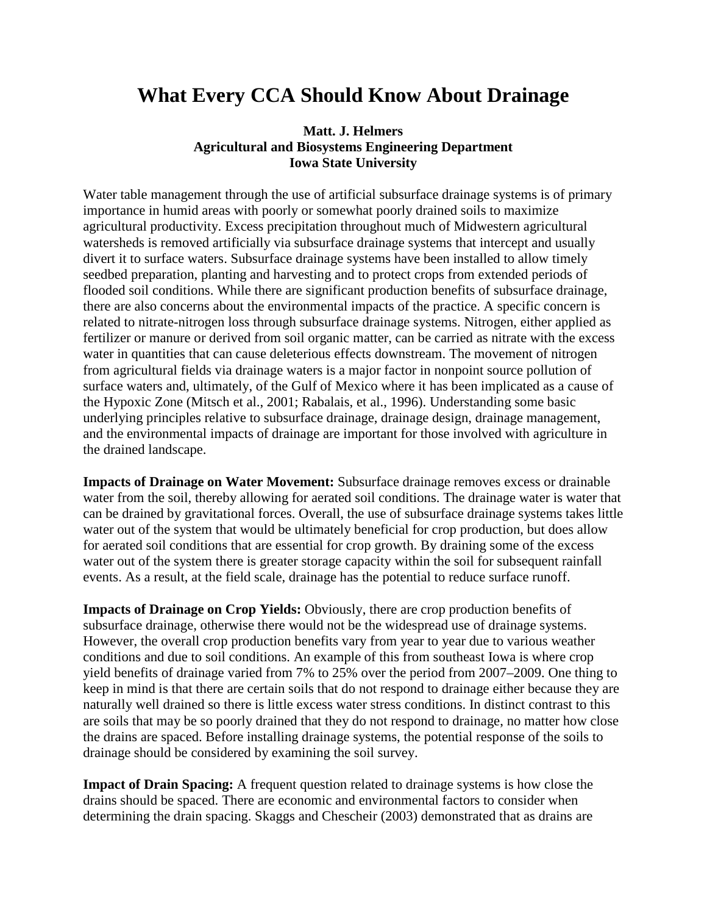# What Every CCA Should Know About Drainage

**Matt. J. Helmers**
**Agricultural and Biosystems Engineering Department**
**Iowa State University**

Water table management through the use of artificial subsurface drainage systems is of primary importance in humid areas with poorly or somewhat poorly drained soils to maximize agricultural productivity. Excess precipitation throughout much of Midwestern agricultural watersheds is removed artificially via subsurface drainage systems that intercept and usually divert it to surface waters. Subsurface drainage systems have been installed to allow timely seedbed preparation, planting and harvesting and to protect crops from extended periods of flooded soil conditions. While there are significant production benefits of subsurface drainage, there are also concerns about the environmental impacts of the practice. A specific concern is related to nitrate-nitrogen loss through subsurface drainage systems. Nitrogen, either applied as fertilizer or manure or derived from soil organic matter, can be carried as nitrate with the excess water in quantities that can cause deleterious effects downstream. The movement of nitrogen from agricultural fields via drainage waters is a major factor in nonpoint source pollution of surface waters and, ultimately, of the Gulf of Mexico where it has been implicated as a cause of the Hypoxic Zone (Mitsch et al., 2001; Rabalais, et al., 1996). Understanding some basic underlying principles relative to subsurface drainage, drainage design, drainage management, and the environmental impacts of drainage are important for those involved with agriculture in the drained landscape.

**Impacts of Drainage on Water Movement:** Subsurface drainage removes excess or drainable water from the soil, thereby allowing for aerated soil conditions. The drainage water is water that can be drained by gravitational forces. Overall, the use of subsurface drainage systems takes little water out of the system that would be ultimately beneficial for crop production, but does allow for aerated soil conditions that are essential for crop growth. By draining some of the excess water out of the system there is greater storage capacity within the soil for subsequent rainfall events. As a result, at the field scale, drainage has the potential to reduce surface runoff.

**Impacts of Drainage on Crop Yields:** Obviously, there are crop production benefits of subsurface drainage, otherwise there would not be the widespread use of drainage systems. However, the overall crop production benefits vary from year to year due to various weather conditions and due to soil conditions. An example of this from southeast Iowa is where crop yield benefits of drainage varied from 7% to 25% over the period from 2007–2009. One thing to keep in mind is that there are certain soils that do not respond to drainage either because they are naturally well drained so there is little excess water stress conditions. In distinct contrast to this are soils that may be so poorly drained that they do not respond to drainage, no matter how close the drains are spaced. Before installing drainage systems, the potential response of the soils to drainage should be considered by examining the soil survey.

**Impact of Drain Spacing:** A frequent question related to drainage systems is how close the drains should be spaced. There are economic and environmental factors to consider when determining the drain spacing. Skaggs and Chescheir (2003) demonstrated that as drains are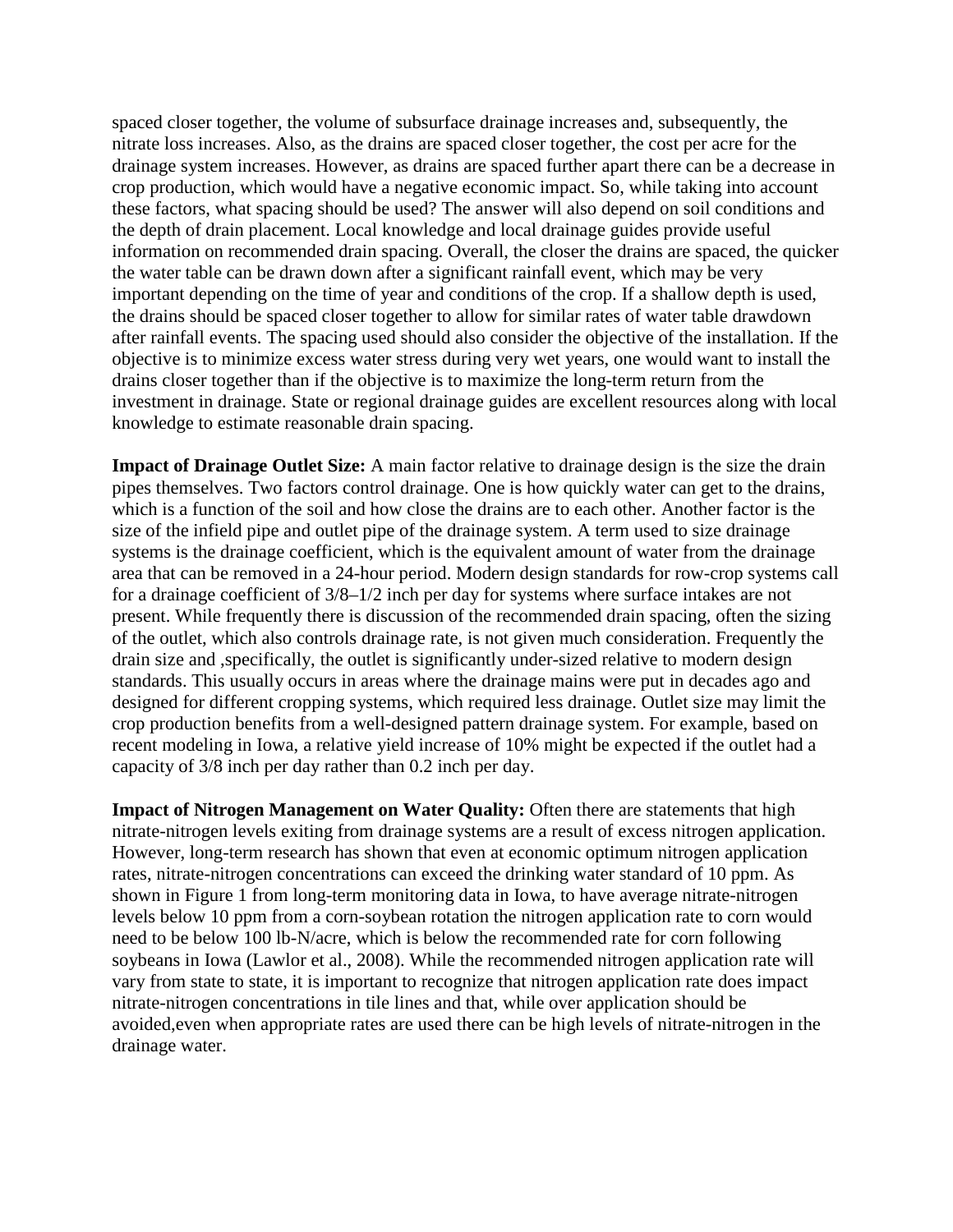spaced closer together, the volume of subsurface drainage increases and, subsequently, the nitrate loss increases. Also, as the drains are spaced closer together, the cost per acre for the drainage system increases. However, as drains are spaced further apart there can be a decrease in crop production, which would have a negative economic impact. So, while taking into account these factors, what spacing should be used? The answer will also depend on soil conditions and the depth of drain placement. Local knowledge and local drainage guides provide useful information on recommended drain spacing. Overall, the closer the drains are spaced, the quicker the water table can be drawn down after a significant rainfall event, which may be very important depending on the time of year and conditions of the crop. If a shallow depth is used, the drains should be spaced closer together to allow for similar rates of water table drawdown after rainfall events. The spacing used should also consider the objective of the installation. If the objective is to minimize excess water stress during very wet years, one would want to install the drains closer together than if the objective is to maximize the long-term return from the investment in drainage. State or regional drainage guides are excellent resources along with local knowledge to estimate reasonable drain spacing.

**Impact of Drainage Outlet Size:** A main factor relative to drainage design is the size the drain pipes themselves. Two factors control drainage. One is how quickly water can get to the drains, which is a function of the soil and how close the drains are to each other. Another factor is the size of the infield pipe and outlet pipe of the drainage system. A term used to size drainage systems is the drainage coefficient, which is the equivalent amount of water from the drainage area that can be removed in a 24-hour period. Modern design standards for row-crop systems call for a drainage coefficient of 3/8–1/2 inch per day for systems where surface intakes are not present. While frequently there is discussion of the recommended drain spacing, often the sizing of the outlet, which also controls drainage rate, is not given much consideration. Frequently the drain size and ,specifically, the outlet is significantly under-sized relative to modern design standards. This usually occurs in areas where the drainage mains were put in decades ago and designed for different cropping systems, which required less drainage. Outlet size may limit the crop production benefits from a well-designed pattern drainage system. For example, based on recent modeling in Iowa, a relative yield increase of 10% might be expected if the outlet had a capacity of 3/8 inch per day rather than 0.2 inch per day.

**Impact of Nitrogen Management on Water Quality:** Often there are statements that high nitrate-nitrogen levels exiting from drainage systems are a result of excess nitrogen application. However, long-term research has shown that even at economic optimum nitrogen application rates, nitrate-nitrogen concentrations can exceed the drinking water standard of 10 ppm. As shown in Figure 1 from long-term monitoring data in Iowa, to have average nitrate-nitrogen levels below 10 ppm from a corn-soybean rotation the nitrogen application rate to corn would need to be below 100 lb-N/acre, which is below the recommended rate for corn following soybeans in Iowa (Lawlor et al., 2008). While the recommended nitrogen application rate will vary from state to state, it is important to recognize that nitrogen application rate does impact nitrate-nitrogen concentrations in tile lines and that, while over application should be avoided,even when appropriate rates are used there can be high levels of nitrate-nitrogen in the drainage water.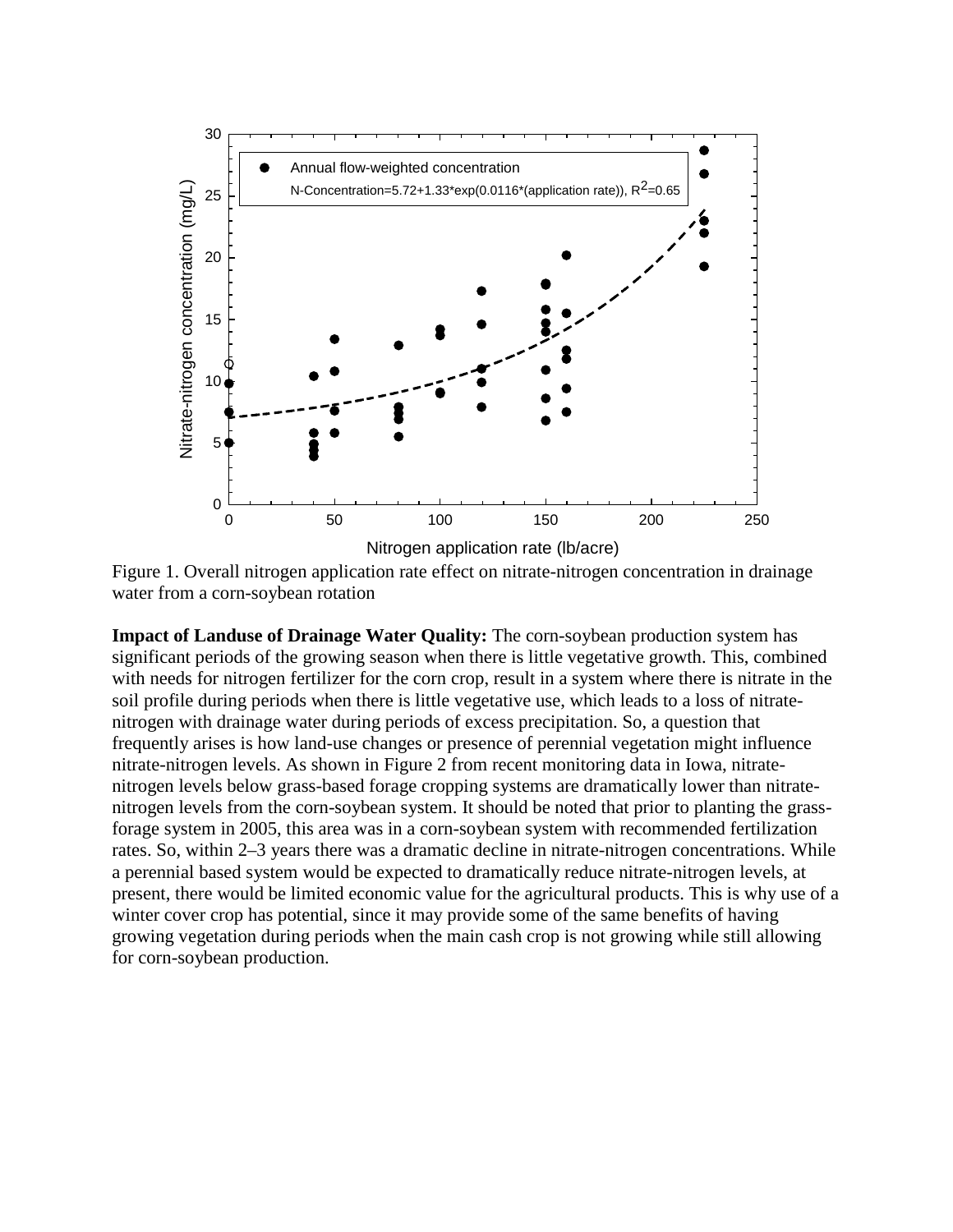Figure 1. Overall nitrogen application rate effect on nitrate-nitrogen concentration in drainage water from a corn-soybean rotation

**Impact of Landuse of Drainage Water Quality:** The corn-soybean production system has significant periods of the growing season when there is little vegetative growth. This, combined with needs for nitrogen fertilizer for the corn crop, result in a system where there is nitrate in the soil profile during periods when there is little vegetative use, which leads to a loss of nitrate-nitrogen with drainage water during periods of excess precipitation. So, a question that frequently arises is how land-use changes or presence of perennial vegetation might influence nitrate-nitrogen levels. As shown in Figure 2 from recent monitoring data in Iowa, nitrate-nitrogen levels below grass-based forage cropping systems are dramatically lower than nitrate-nitrogen levels from the corn-soybean system. It should be noted that prior to planting the grass-forage system in 2005, this area was in a corn-soybean system with recommended fertilization rates. So, within 2–3 years there was a dramatic decline in nitrate-nitrogen concentrations. While a perennial based system would be expected to dramatically reduce nitrate-nitrogen levels, at present, there would be limited economic value for the agricultural products. This is why use of a winter cover crop has potential, since it may provide some of the same benefits of having growing vegetation during periods when the main cash crop is not growing while still allowing for corn-soybean production.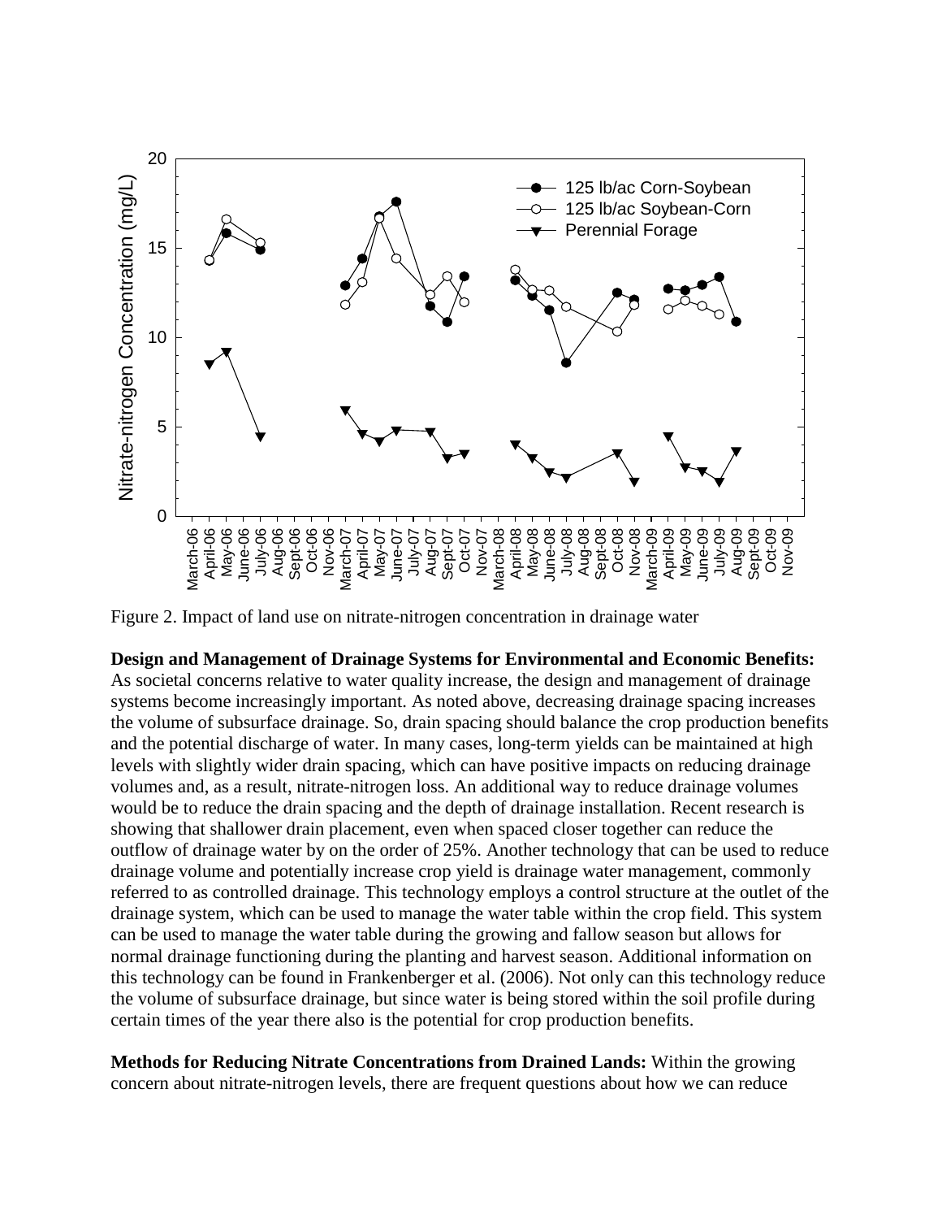Figure 2. Impact of land use on nitrate-nitrogen concentration in drainage water

**Design and Management of Drainage Systems for Environmental and Economic Benefits:** As societal concerns relative to water quality increase, the design and management of drainage systems become increasingly important. As noted above, decreasing drainage spacing increases the volume of subsurface drainage. So, drain spacing should balance the crop production benefits and the potential discharge of water. In many cases, long-term yields can be maintained at high levels with slightly wider drain spacing, which can have positive impacts on reducing drainage volumes and, as a result, nitrate-nitrogen loss. An additional way to reduce drainage volumes would be to reduce the drain spacing and the depth of drainage installation. Recent research is showing that shallower drain placement, even when spaced closer together can reduce the outflow of drainage water by on the order of 25%. Another technology that can be used to reduce drainage volume and potentially increase crop yield is drainage water management, commonly referred to as controlled drainage. This technology employs a control structure at the outlet of the drainage system, which can be used to manage the water table within the crop field. This system can be used to manage the water table during the growing and fallow season but allows for normal drainage functioning during the planting and harvest season. Additional information on this technology can be found in Frankenberger et al. (2006). Not only can this technology reduce the volume of subsurface drainage, but since water is being stored within the soil profile during certain times of the year there also is the potential for crop production benefits.

**Methods for Reducing Nitrate Concentrations from Drained Lands:** Within the growing concern about nitrate-nitrogen levels, there are frequent questions about how we can reduce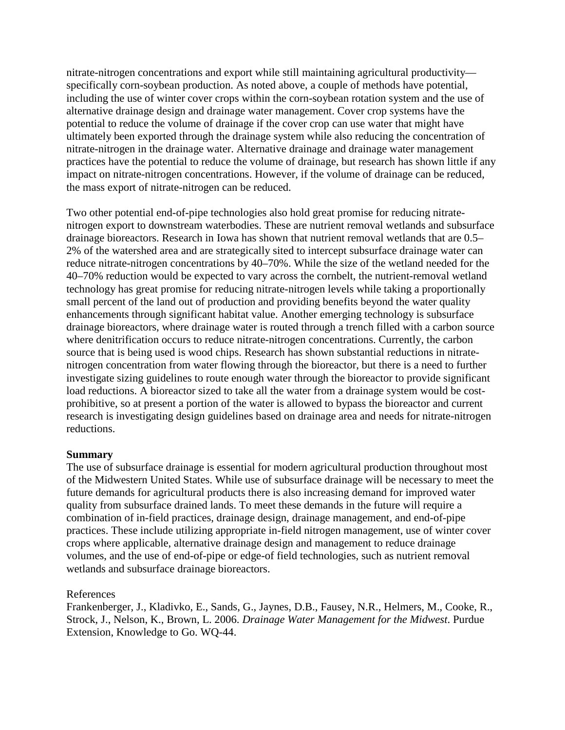nitrate-nitrogen concentrations and export while still maintaining agricultural productivity—specifically corn-soybean production. As noted above, a couple of methods have potential, including the use of winter cover crops within the corn-soybean rotation system and the use of alternative drainage design and drainage water management. Cover crop systems have the potential to reduce the volume of drainage if the cover crop can use water that might have ultimately been exported through the drainage system while also reducing the concentration of nitrate-nitrogen in the drainage water. Alternative drainage and drainage water management practices have the potential to reduce the volume of drainage, but research has shown little if any impact on nitrate-nitrogen concentrations. However, if the volume of drainage can be reduced, the mass export of nitrate-nitrogen can be reduced.

Two other potential end-of-pipe technologies also hold great promise for reducing nitrate-nitrogen export to downstream waterbodies. These are nutrient removal wetlands and subsurface drainage bioreactors. Research in Iowa has shown that nutrient removal wetlands that are 0.5–2% of the watershed area and are strategically sited to intercept subsurface drainage water can reduce nitrate-nitrogen concentrations by 40–70%. While the size of the wetland needed for the 40–70% reduction would be expected to vary across the cornbelt, the nutrient-removal wetland technology has great promise for reducing nitrate-nitrogen levels while taking a proportionally small percent of the land out of production and providing benefits beyond the water quality enhancements through significant habitat value. Another emerging technology is subsurface drainage bioreactors, where drainage water is routed through a trench filled with a carbon source where denitrification occurs to reduce nitrate-nitrogen concentrations. Currently, the carbon source that is being used is wood chips. Research has shown substantial reductions in nitrate-nitrogen concentration from water flowing through the bioreactor, but there is a need to further investigate sizing guidelines to route enough water through the bioreactor to provide significant load reductions. A bioreactor sized to take all the water from a drainage system would be cost-prohibitive, so at present a portion of the water is allowed to bypass the bioreactor and current research is investigating design guidelines based on drainage area and needs for nitrate-nitrogen reductions.

**Summary**

The use of subsurface drainage is essential for modern agricultural production throughout most of the Midwestern United States. While use of subsurface drainage will be necessary to meet the future demands for agricultural products there is also increasing demand for improved water quality from subsurface drained lands. To meet these demands in the future will require a combination of in-field practices, drainage design, drainage management, and end-of-pipe practices. These include utilizing appropriate in-field nitrogen management, use of winter cover crops where applicable, alternative drainage design and management to reduce drainage volumes, and the use of end-of-pipe or edge-of field technologies, such as nutrient removal wetlands and subsurface drainage bioreactors.

References

Frankenberger, J., Kladivko, E., Sands, G., Jaynes, D.B., Fausey, N.R., Helmers, M., Cooke, R., Strock, J., Nelson, K., Brown, L. 2006. *Drainage Water Management for the Midwest*. Purdue Extension, Knowledge to Go. WQ-44.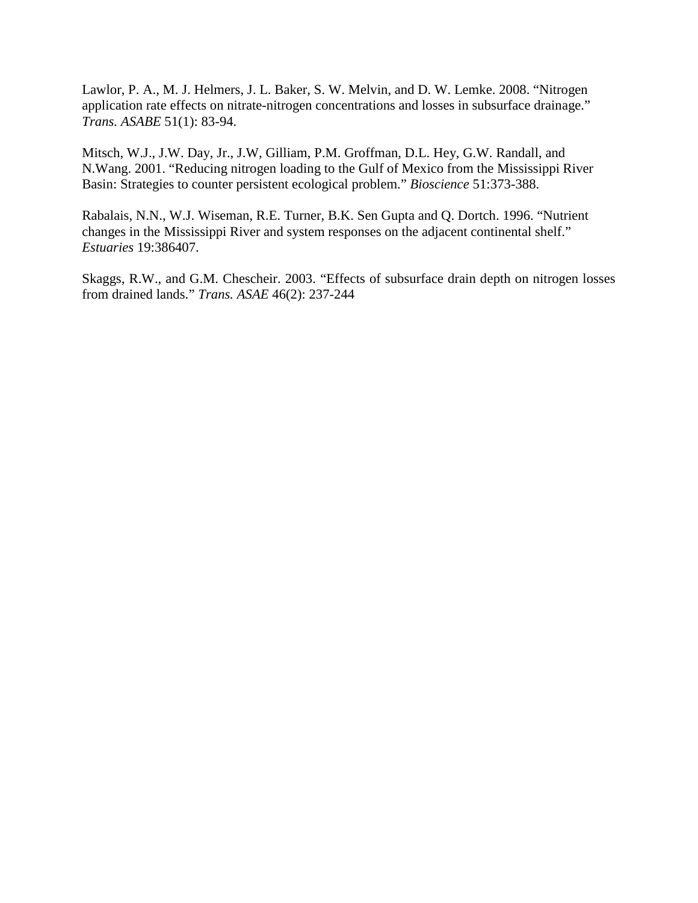Lawlor, P. A., M. J. Helmers, J. L. Baker, S. W. Melvin, and D. W. Lemke. 2008. “Nitrogen application rate effects on nitrate-nitrogen concentrations and losses in subsurface drainage.” *Trans. ASABE* 51(1): 83-94.

Mitsch, W.J., J.W. Day, Jr., J.W, Gilliam, P.M. Groffman, D.L. Hey, G.W. Randall, and N.Wang. 2001. “Reducing nitrogen loading to the Gulf of Mexico from the Mississippi River Basin: Strategies to counter persistent ecological problem.” *Bioscience* 51:373-388.

Rabalais, N.N., W.J. Wiseman, R.E. Turner, B.K. Sen Gupta and Q. Dortch. 1996. “Nutrient changes in the Mississippi River and system responses on the adjacent continental shelf.” *Estuaries* 19:386407.

Skaggs, R.W., and G.M. Chescheir. 2003. “Effects of subsurface drain depth on nitrogen losses from drained lands.” *Trans. ASAE* 46(2): 237-244